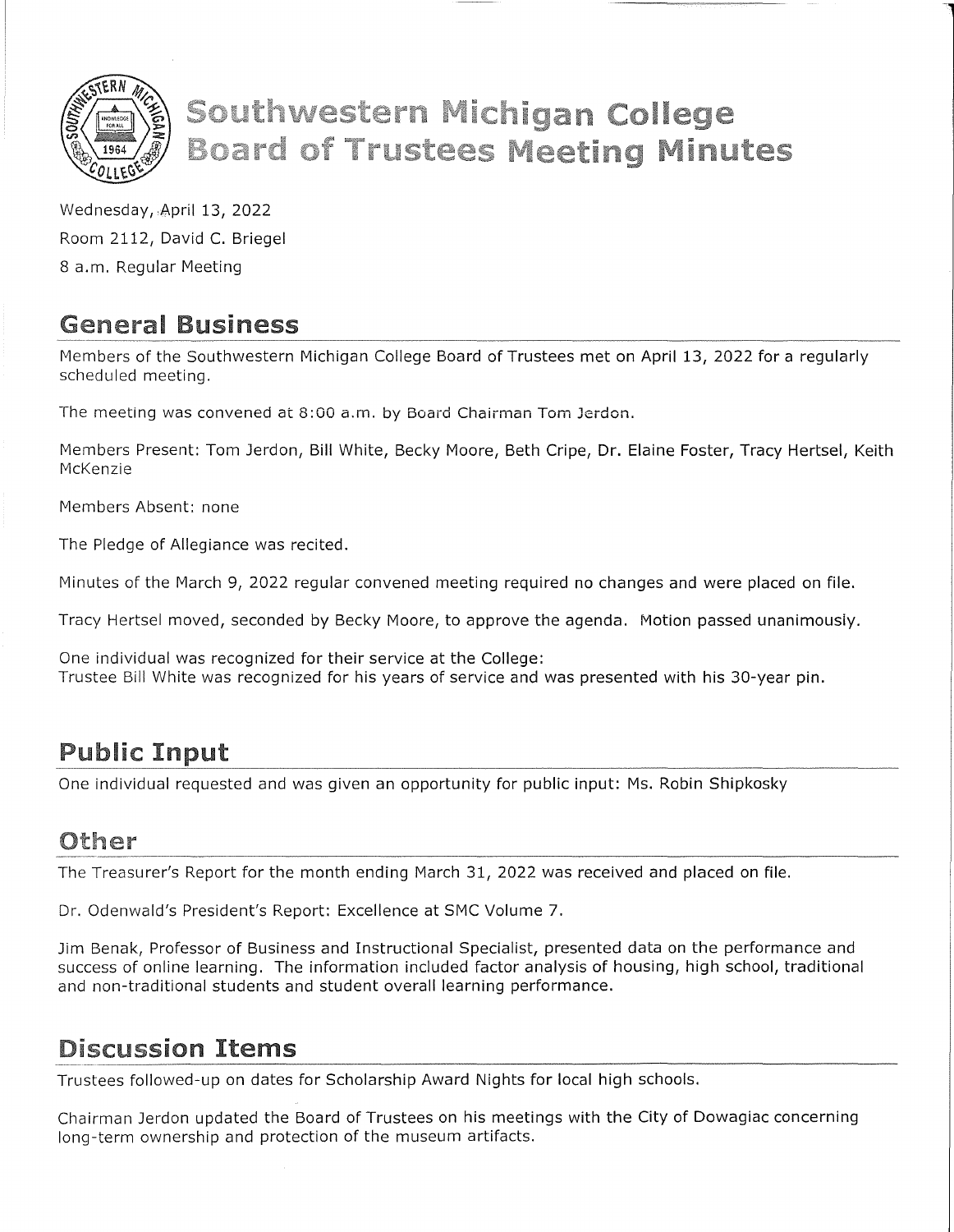# Southwestern Michigan College Board of Trustees Meeting Minutes

Wednesday, April 13, 2022

Room 2112, David C. Briegel

8 a.m. Regular Meeting

## General Business

Members of the Southwestern Michigan College Board of Trustees met on April 13, 2022 for a regularly scheduled meeting.

The meeting was convened at 8:00 a.m. by Board Chairman Tom Jerdon.

Members Present: Tom Jerdon, Bill White, Becky Moore, Beth Cripe, Dr. Elaine Foster, Tracy Hertsel, Keith McKenzie

Members Absent: none

The Pledge of Allegiance was recited.

Minutes of the March 9, 2022 regular convened meeting required no changes and were placed on file.

Tracy Hertsel moved, seconded by Becky Moore, to approve the agenda. Motion passed unanimously.

One individual was recognized for their service at the College:
Trustee Bill White was recognized for his years of service and was presented with his 30-year pin.

## Public Input

One individual requested and was given an opportunity for public input: Ms. Robin Shipkosky

## Other

The Treasurer's Report for the month ending March 31, 2022 was received and placed on file.

Dr. Odenwald's President's Report: Excellence at SMC Volume 7.

Jim Benak, Professor of Business and Instructional Specialist, presented data on the performance and success of online learning. The information included factor analysis of housing, high school, traditional and non-traditional students and student overall learning performance.

## Discussion Items

Trustees followed-up on dates for Scholarship Award Nights for local high schools.

Chairman Jerdon updated the Board of Trustees on his meetings with the City of Dowagiac concerning long-term ownership and protection of the museum artifacts.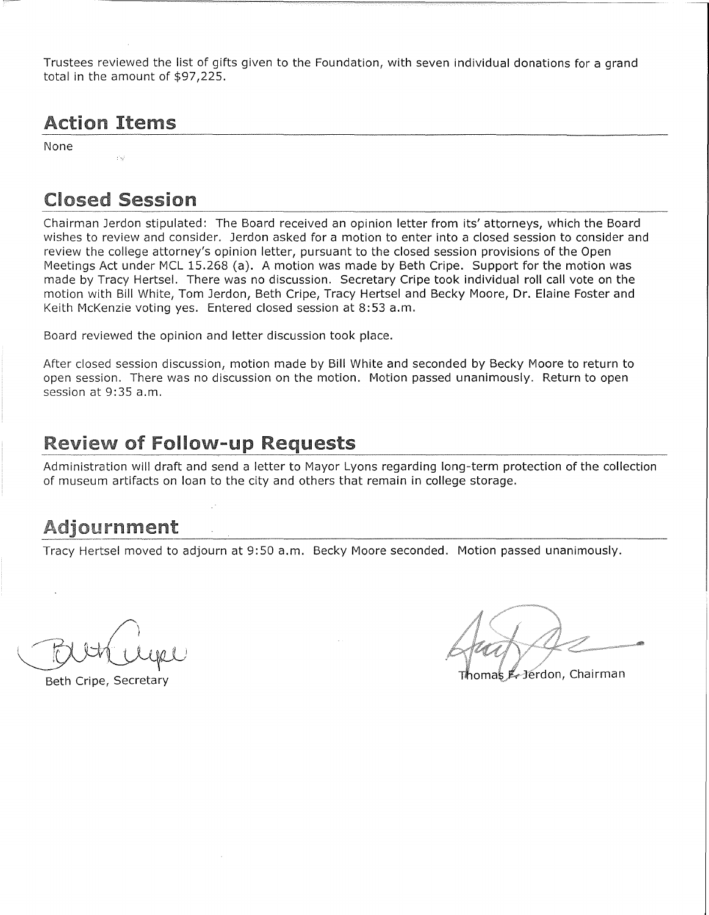Trustees reviewed the list of gifts given to the Foundation, with seven individual donations for a grand total in the amount of $97,225.

## Action Items

None

## Closed Session

Chairman Jerdon stipulated: The Board received an opinion letter from its' attorneys, which the Board wishes to review and consider. Jerdon asked for a motion to enter into a closed session to consider and review the college attorney's opinion letter, pursuant to the closed session provisions of the Open Meetings Act under MCL 15.268 (a). A motion was made by Beth Cripe. Support for the motion was made by Tracy Hertsel. There was no discussion. Secretary Cripe took individual roll call vote on the motion with Bill White, Tom Jerdon, Beth Cripe, Tracy Hertsel and Becky Moore, Dr. Elaine Foster and Keith McKenzie voting yes. Entered closed session at 8:53 a.m.

Board reviewed the opinion and letter discussion took place.

After closed session discussion, motion made by Bill White and seconded by Becky Moore to return to open session. There was no discussion on the motion. Motion passed unanimously. Return to open session at 9:35 a.m.

## Review of Follow-up Requests

Administration will draft and send a letter to Mayor Lyons regarding long-term protection of the collection of museum artifacts on loan to the city and others that remain in college storage.

## Adjournment

Tracy Hertsel moved to adjourn at 9:50 a.m. Becky Moore seconded. Motion passed unanimously.

Beth Cripe, Secretary

Thomas F. Jerdon, Chairman